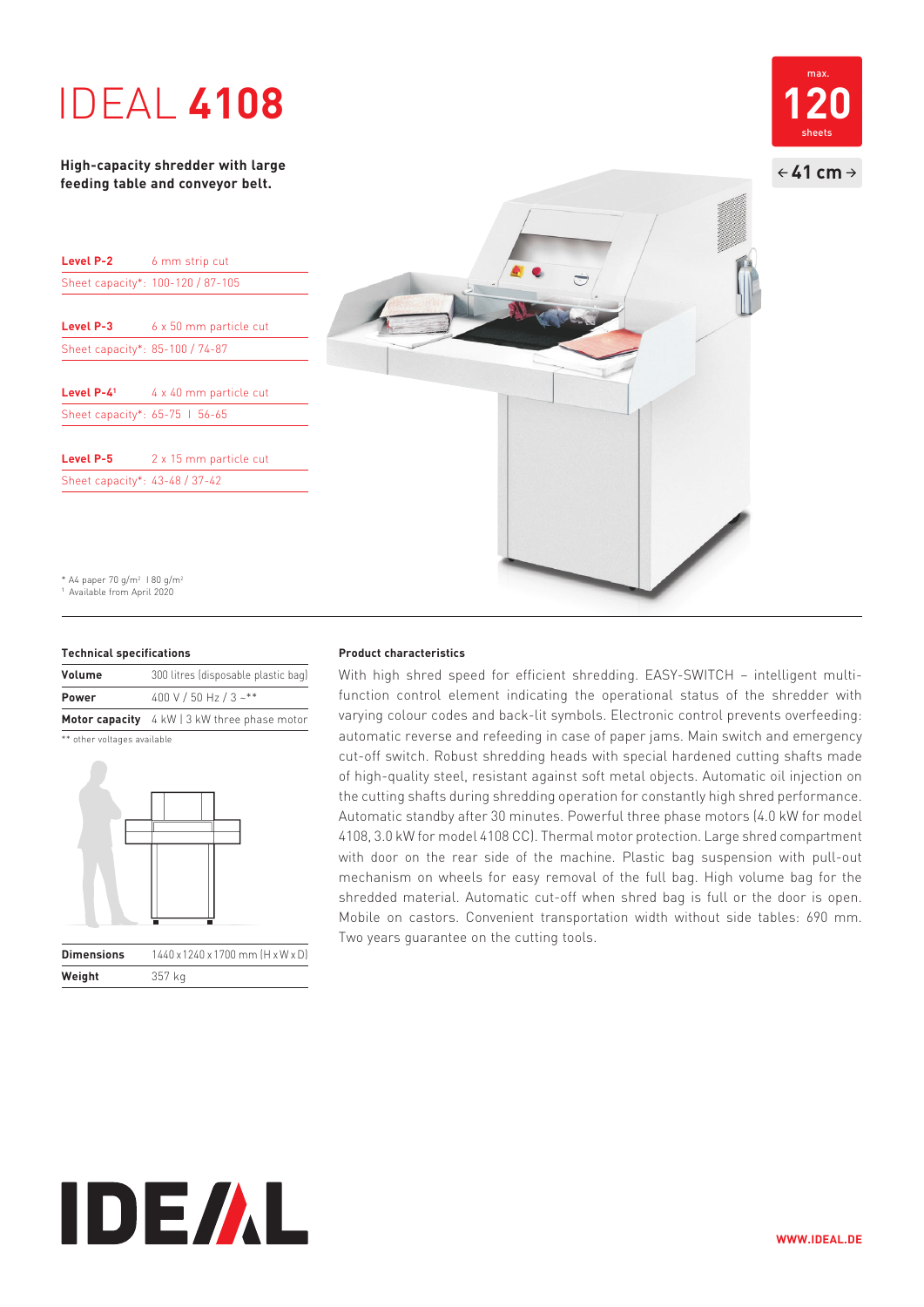# IDEAL **4108**

**High-capacity shredder with large feeding table and conveyor belt.**

max. **120** sheets

← **41 cm** →

| | |
|---|---|
| **Level P-2** | 6 mm strip cut |
| Sheet capacity*: | 100-120 / 87-105 |
| **Level P-3** | 6 x 50 mm particle cut |
| Sheet capacity*: | 85-100 / 74-87 |
| **Level P-4**[1] | 4 x 40 mm particle cut |
| Sheet capacity*: | 65-75 I 56-65 |
| **Level P-5** | 2 x 15 mm particle cut |
| Sheet capacity*: | 43-48 / 37-42 |

\* A4 paper 70 g/m² I 80 g/m²
[1] Available from April 2020

### Technical specifications

| | |
|---|---|
| **Volume** | 300 litres (disposable plastic bag) |
| **Power** | 400 V / 50 Hz / 3 ~** |
| **Motor capacity** | 4 kW I 3 kW three phase motor |

** other voltages available

| | |
|---|---|
| **Dimensions** | 1440 x 1240 x 1700 mm (H x W x D) |
| **Weight** | 357 kg |

### Product characteristics

With high shred speed for efficient shredding. EASY-SWITCH – intelligent multi-function control element indicating the operational status of the shredder with varying colour codes and back-lit symbols. Electronic control prevents overfeeding: automatic reverse and refeeding in case of paper jams. Main switch and emergency cut-off switch. Robust shredding heads with special hardened cutting shafts made of high-quality steel, resistant against soft metal objects. Automatic oil injection on the cutting shafts during shredding operation for constantly high shred performance. Automatic standby after 30 minutes. Powerful three phase motors (4.0 kW for model 4108, 3.0 kW for model 4108 CC). Thermal motor protection. Large shred compartment with door on the rear side of the machine. Plastic bag suspension with pull-out mechanism on wheels for easy removal of the full bag. High volume bag for the shredded material. Automatic cut-off when shred bag is full or the door is open. Mobile on castors. Convenient transportation width without side tables: 690 mm. Two years guarantee on the cutting tools.

IDEAL

WWW.IDEAL.DE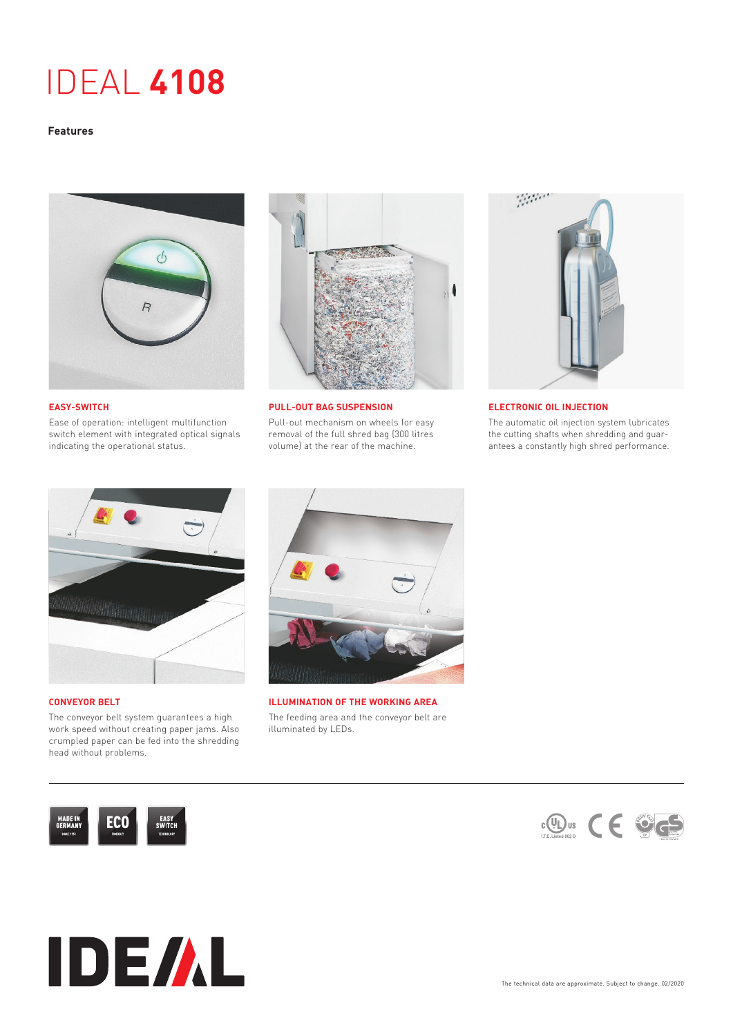# IDEAL 4108

**Features**

### EASY-SWITCH

Ease of operation: intelligent multifunction switch element with integrated optical signals indicating the operational status.

### PULL-OUT BAG SUSPENSION

Pull-out mechanism on wheels for easy removal of the full shred bag (300 litres volume) at the rear of the machine.

### ELECTRONIC OIL INJECTION

The automatic oil injection system lubricates the cutting shafts when shredding and guarantees a constantly high shred performance.

### CONVEYOR BELT

The conveyor belt system guarantees a high work speed without creating paper jams. Also crumpled paper can be fed into the shredding head without problems.

### ILLUMINATION OF THE WORKING AREA

The feeding area and the conveyor belt are illuminated by LEDs.

MADE IN GERMANY SINCE 1951 · ECO FRIENDLY · EASY SWITCH TECHNOLOGY

I.T.E. Listed 802 D

The technical data are approximate. Subject to change. 02/2020